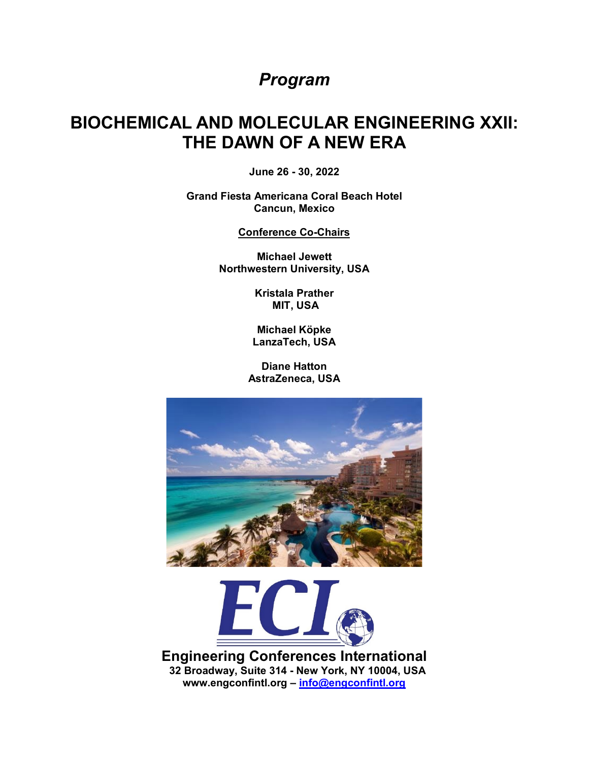*Program*

# BIOCHEMICAL AND MOLECULAR ENGINEERING XXII: THE DAWN OF A NEW ERA

**June 26 - 30, 2022**

**Grand Fiesta Americana Coral Beach Hotel**
**Cancun, Mexico**

**Conference Co-Chairs**

**Michael Jewett**
**Northwestern University, USA**

**Kristala Prather**
**MIT, USA**

**Michael Köpke**
**LanzaTech, USA**

**Diane Hatton**
**AstraZeneca, USA**

**Engineering Conferences International**
**32 Broadway, Suite 314 - New York, NY 10004, USA**
**www.engconfintl.org – info@engconfintl.org**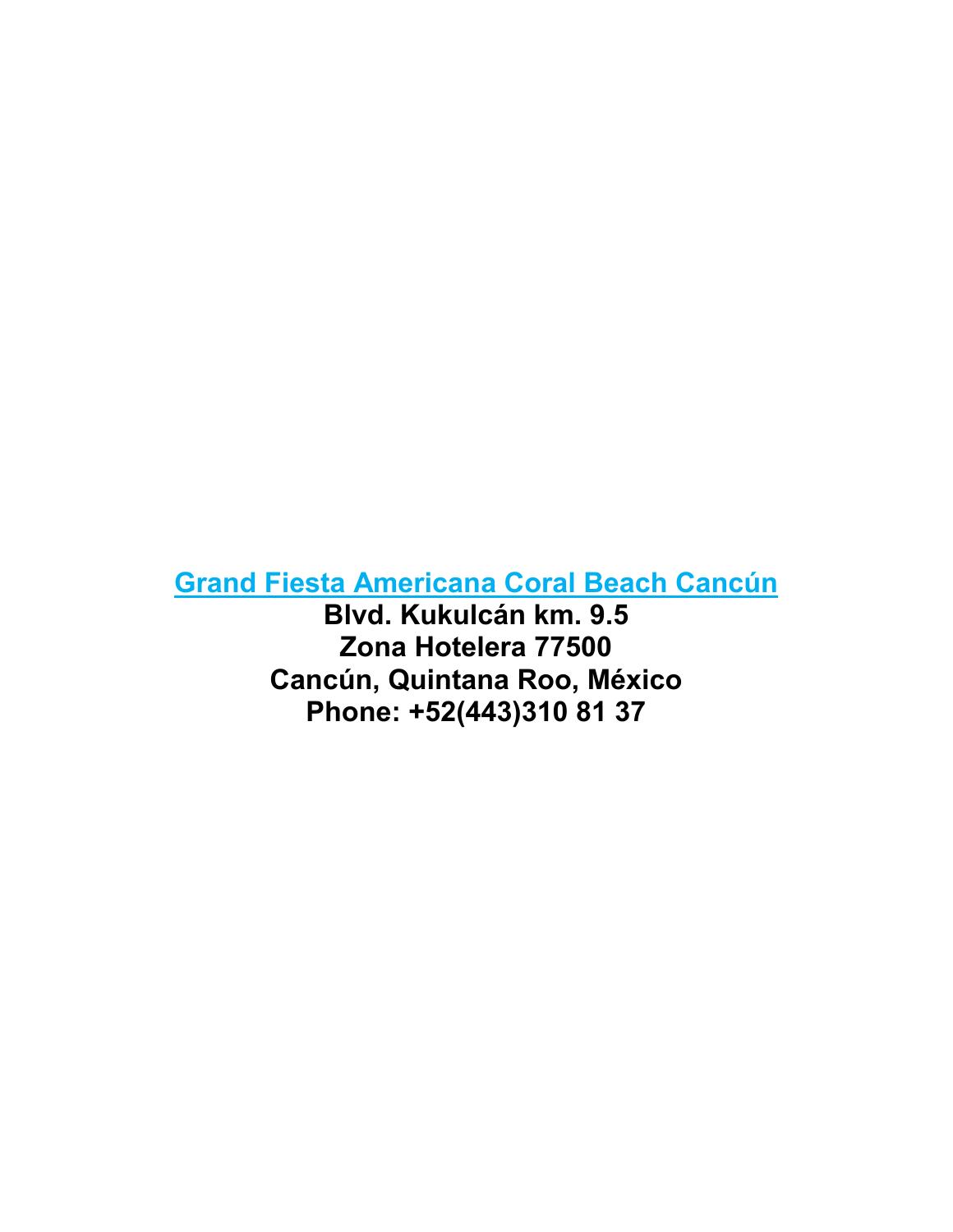**[Grand Fiesta Americana Coral Beach Cancún]**

**Blvd. Kukulcán km. 9.5**
**Zona Hotelera 77500**
**Cancún, Quintana Roo, México**
**Phone: +52(443)310 81 37**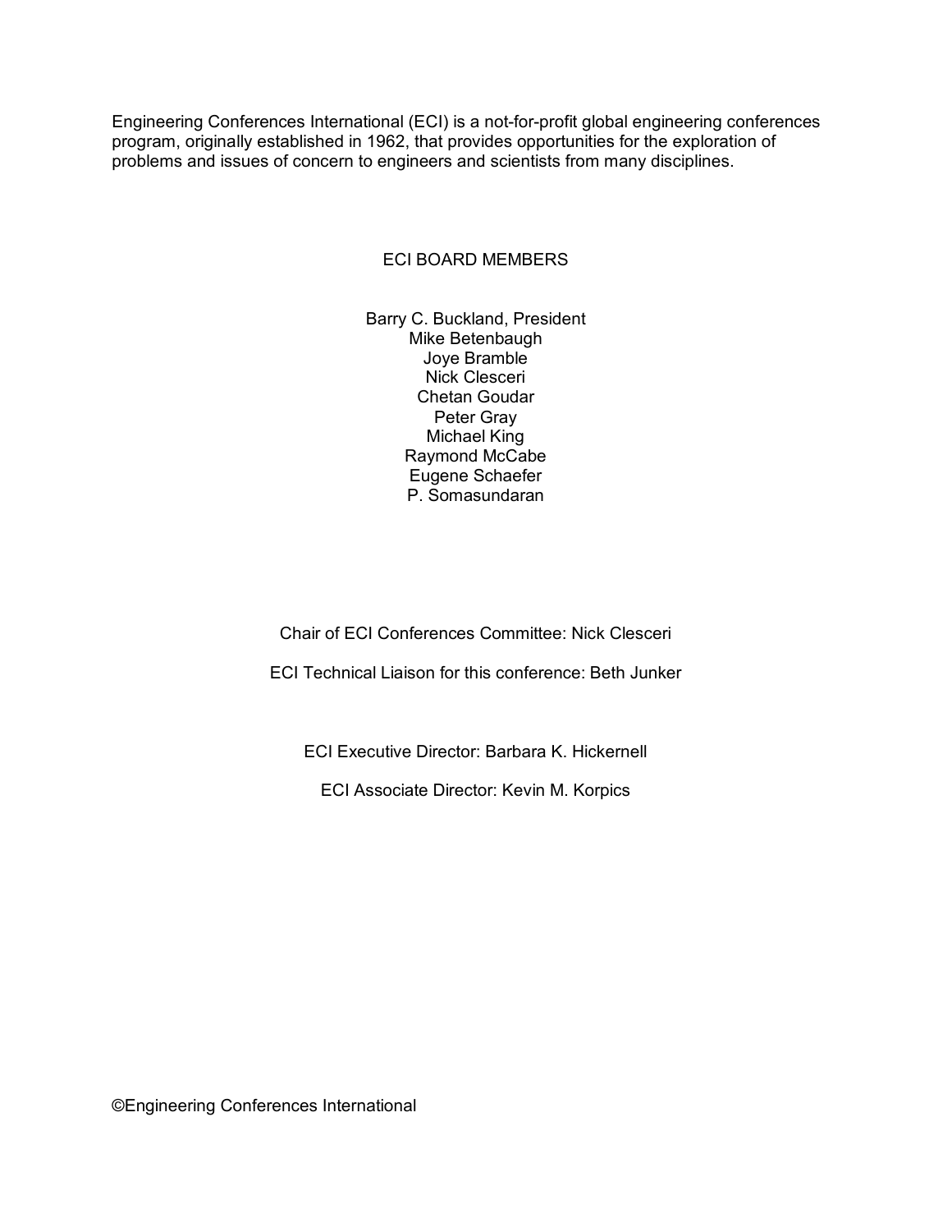Engineering Conferences International (ECI) is a not-for-profit global engineering conferences program, originally established in 1962, that provides opportunities for the exploration of problems and issues of concern to engineers and scientists from many disciplines.

## ECI BOARD MEMBERS

Barry C. Buckland, President
Mike Betenbaugh
Joye Bramble
Nick Clesceri
Chetan Goudar
Peter Gray
Michael King
Raymond McCabe
Eugene Schaefer
P. Somasundaran

Chair of ECI Conferences Committee: Nick Clesceri

ECI Technical Liaison for this conference: Beth Junker

ECI Executive Director: Barbara K. Hickernell

ECI Associate Director: Kevin M. Korpics

©Engineering Conferences International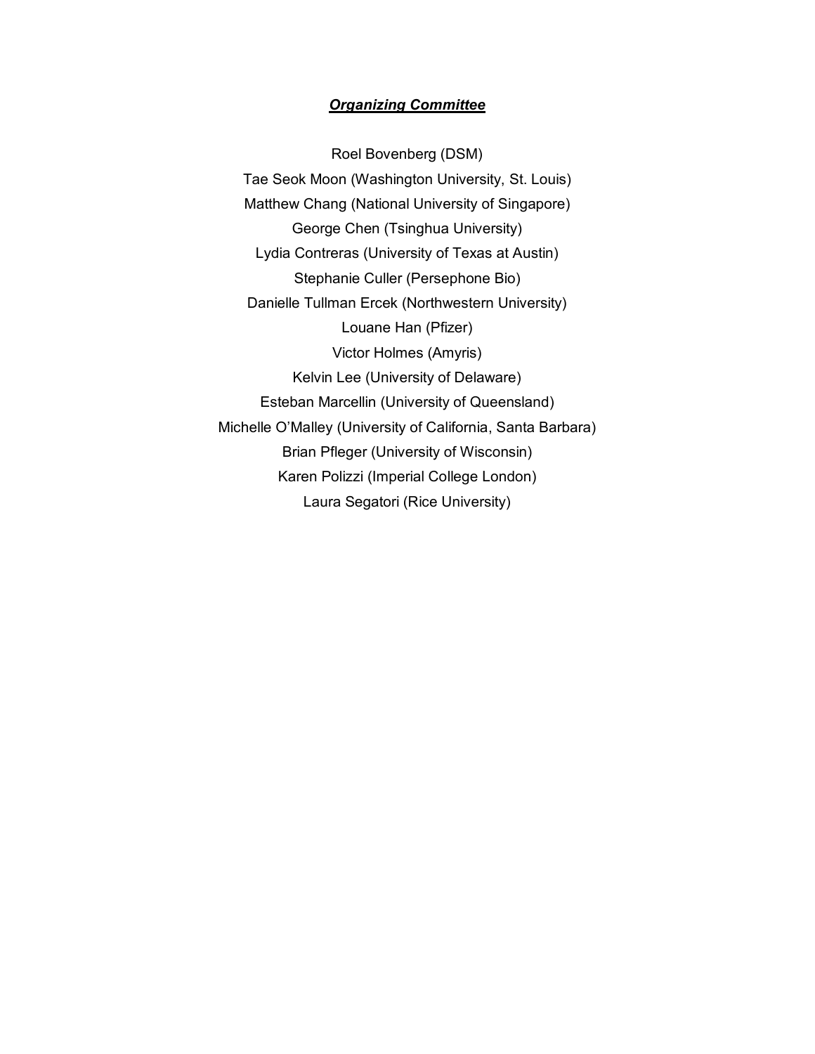## ***Organizing Committee***

Roel Bovenberg (DSM)

Tae Seok Moon (Washington University, St. Louis)

Matthew Chang (National University of Singapore)

George Chen (Tsinghua University)

Lydia Contreras (University of Texas at Austin)

Stephanie Culler (Persephone Bio)

Danielle Tullman Ercek (Northwestern University)

Louane Han (Pfizer)

Victor Holmes (Amyris)

Kelvin Lee (University of Delaware)

Esteban Marcellin (University of Queensland)

Michelle O'Malley (University of California, Santa Barbara)

Brian Pfleger (University of Wisconsin)

Karen Polizzi (Imperial College London)

Laura Segatori (Rice University)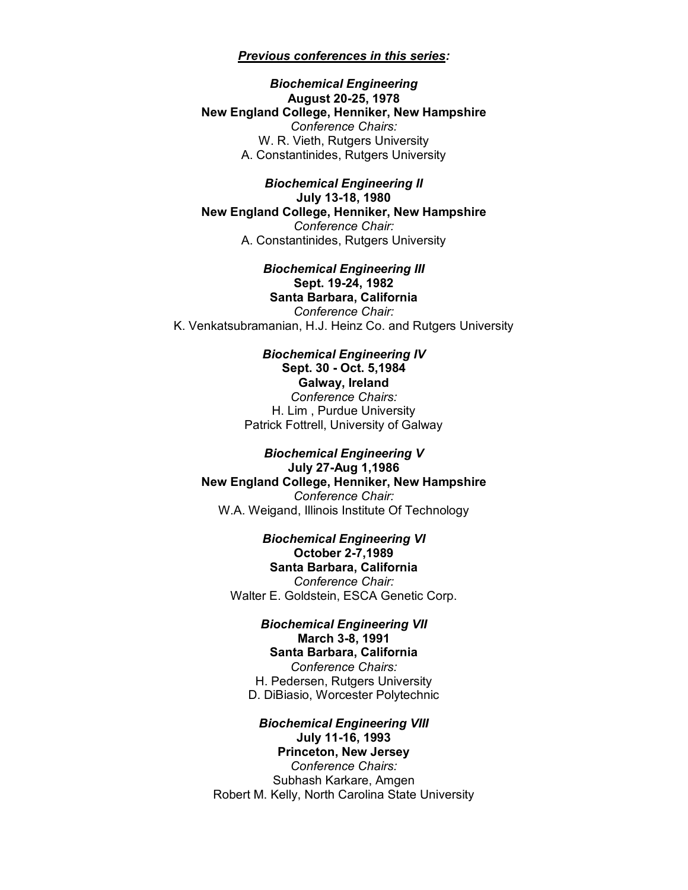***Previous conferences in this series:***

***Biochemical Engineering***
**August 20-25, 1978**
**New England College, Henniker, New Hampshire**
*Conference Chairs:*
W. R. Vieth, Rutgers University
A. Constantinides, Rutgers University

***Biochemical Engineering II***
**July 13-18, 1980**
**New England College, Henniker, New Hampshire**
*Conference Chair:*
A. Constantinides, Rutgers University

***Biochemical Engineering III***
**Sept. 19-24, 1982**
**Santa Barbara, California**
*Conference Chair:*
K. Venkatsubramanian, H.J. Heinz Co. and Rutgers University

***Biochemical Engineering IV***
**Sept. 30 - Oct. 5,1984**
**Galway, Ireland**
*Conference Chairs:*
H. Lim , Purdue University
Patrick Fottrell, University of Galway

***Biochemical Engineering V***
**July 27-Aug 1,1986**
**New England College, Henniker, New Hampshire**
*Conference Chair:*
W.A. Weigand, Illinois Institute Of Technology

***Biochemical Engineering VI***
**October 2-7,1989**
**Santa Barbara, California**
*Conference Chair:*
Walter E. Goldstein, ESCA Genetic Corp.

***Biochemical Engineering VII***
**March 3-8, 1991**
**Santa Barbara, California**
*Conference Chairs:*
H. Pedersen, Rutgers University
D. DiBiasio, Worcester Polytechnic

***Biochemical Engineering VIII***
**July 11-16, 1993**
**Princeton, New Jersey**
*Conference Chairs:*
Subhash Karkare, Amgen
Robert M. Kelly, North Carolina State University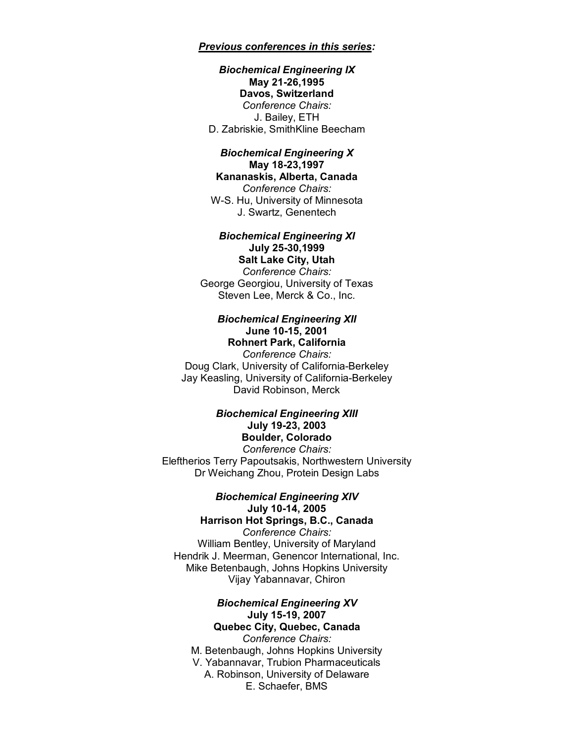***Previous conferences in this series:***

***Biochemical Engineering IX***
**May 21-26,1995**
**Davos, Switzerland**
*Conference Chairs:*
J. Bailey, ETH
D. Zabriskie, SmithKline Beecham

***Biochemical Engineering X***
**May 18-23,1997**
**Kananaskis, Alberta, Canada**
*Conference Chairs:*
W-S. Hu, University of Minnesota
J. Swartz, Genentech

***Biochemical Engineering XI***
**July 25-30,1999**
**Salt Lake City, Utah**
*Conference Chairs:*
George Georgiou, University of Texas
Steven Lee, Merck & Co., Inc.

***Biochemical Engineering XII***
**June 10-15, 2001**
**Rohnert Park, California**
*Conference Chairs:*
Doug Clark, University of California-Berkeley
Jay Keasling, University of California-Berkeley
David Robinson, Merck

***Biochemical Engineering XIII***
**July 19-23, 2003**
**Boulder, Colorado**
*Conference Chairs:*
Eleftherios Terry Papoutsakis, Northwestern University
Dr Weichang Zhou, Protein Design Labs

***Biochemical Engineering XIV***
**July 10-14, 2005**
**Harrison Hot Springs, B.C., Canada**
*Conference Chairs:*
William Bentley, University of Maryland
Hendrik J. Meerman, Genencor International, Inc.
Mike Betenbaugh, Johns Hopkins University
Vijay Yabannavar, Chiron

***Biochemical Engineering XV***
**July 15-19, 2007**
**Quebec City, Quebec, Canada**
*Conference Chairs:*
M. Betenbaugh, Johns Hopkins University
V. Yabannavar, Trubion Pharmaceuticals
A. Robinson, University of Delaware
E. Schaefer, BMS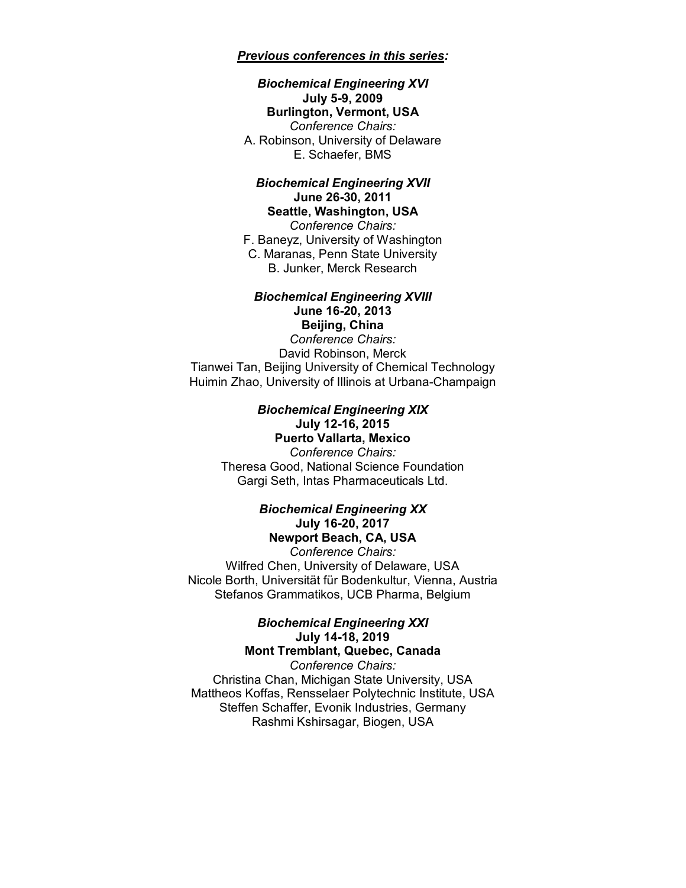***Previous conferences in this series:***

***Biochemical Engineering XVI***
**July 5-9, 2009**
**Burlington, Vermont, USA**
*Conference Chairs:*
A. Robinson, University of Delaware
E. Schaefer, BMS

***Biochemical Engineering XVII***
**June 26-30, 2011**
**Seattle, Washington, USA**
*Conference Chairs:*
F. Baneyz, University of Washington
C. Maranas, Penn State University
B. Junker, Merck Research

***Biochemical Engineering XVIII***
**June 16-20, 2013**
**Beijing, China**
*Conference Chairs:*
David Robinson, Merck
Tianwei Tan, Beijing University of Chemical Technology
Huimin Zhao, University of Illinois at Urbana-Champaign

***Biochemical Engineering XIX***
**July 12-16, 2015**
**Puerto Vallarta, Mexico**
*Conference Chairs:*
Theresa Good, National Science Foundation
Gargi Seth, Intas Pharmaceuticals Ltd.

***Biochemical Engineering XX***
**July 16-20, 2017**
**Newport Beach, CA, USA**
*Conference Chairs:*
Wilfred Chen, University of Delaware, USA
Nicole Borth, Universität für Bodenkultur, Vienna, Austria
Stefanos Grammatikos, UCB Pharma, Belgium

***Biochemical Engineering XXI***
**July 14-18, 2019**
**Mont Tremblant, Quebec, Canada**
*Conference Chairs:*
Christina Chan, Michigan State University, USA
Mattheos Koffas, Rensselaer Polytechnic Institute, USA
Steffen Schaffer, Evonik Industries, Germany
Rashmi Kshirsagar, Biogen, USA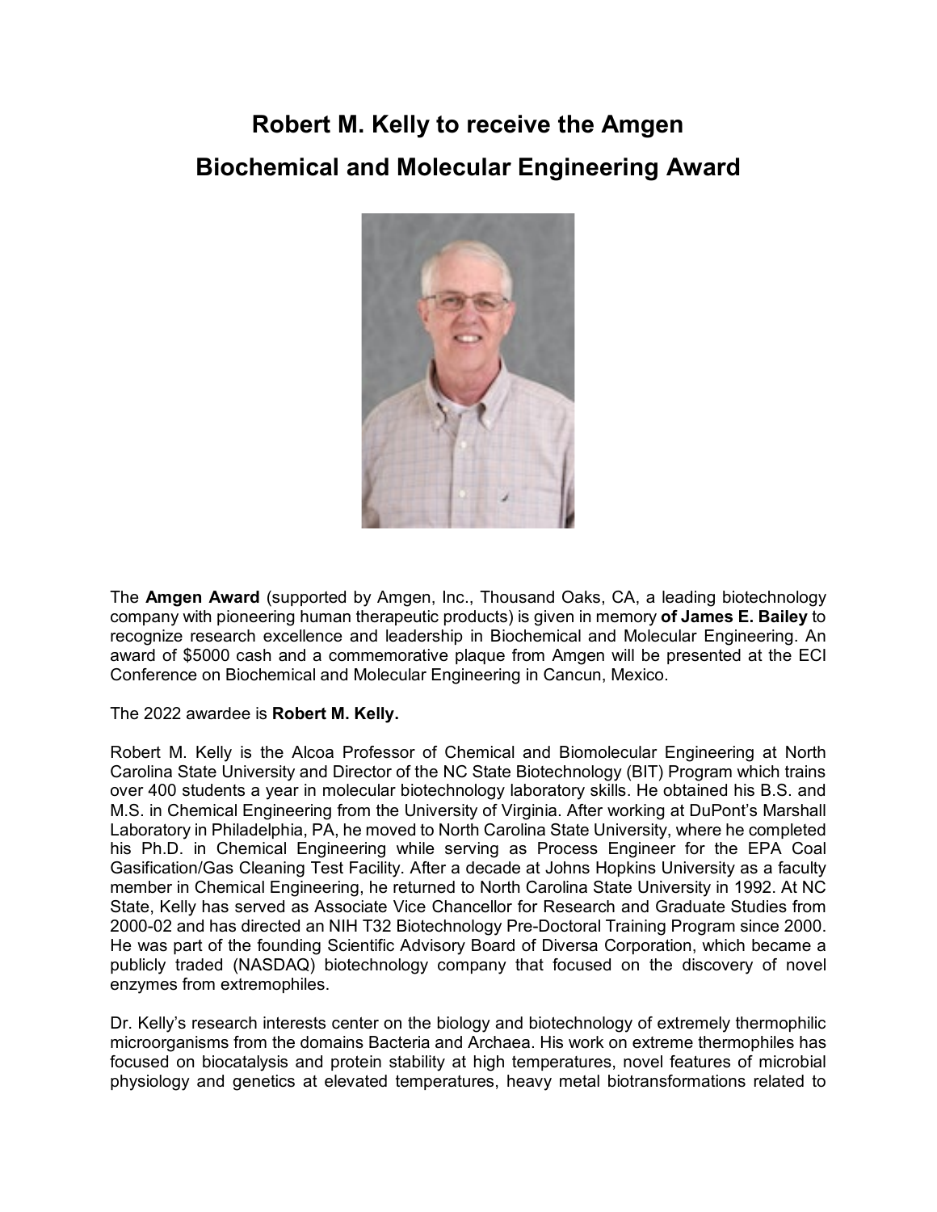# Robert M. Kelly to receive the Amgen Biochemical and Molecular Engineering Award

The **Amgen Award** (supported by Amgen, Inc., Thousand Oaks, CA, a leading biotechnology company with pioneering human therapeutic products) is given in memory **of James E. Bailey** to recognize research excellence and leadership in Biochemical and Molecular Engineering. An award of $5000 cash and a commemorative plaque from Amgen will be presented at the ECI Conference on Biochemical and Molecular Engineering in Cancun, Mexico.

The 2022 awardee is **Robert M. Kelly.**

Robert M. Kelly is the Alcoa Professor of Chemical and Biomolecular Engineering at North Carolina State University and Director of the NC State Biotechnology (BIT) Program which trains over 400 students a year in molecular biotechnology laboratory skills. He obtained his B.S. and M.S. in Chemical Engineering from the University of Virginia. After working at DuPont's Marshall Laboratory in Philadelphia, PA, he moved to North Carolina State University, where he completed his Ph.D. in Chemical Engineering while serving as Process Engineer for the EPA Coal Gasification/Gas Cleaning Test Facility. After a decade at Johns Hopkins University as a faculty member in Chemical Engineering, he returned to North Carolina State University in 1992. At NC State, Kelly has served as Associate Vice Chancellor for Research and Graduate Studies from 2000-02 and has directed an NIH T32 Biotechnology Pre-Doctoral Training Program since 2000. He was part of the founding Scientific Advisory Board of Diversa Corporation, which became a publicly traded (NASDAQ) biotechnology company that focused on the discovery of novel enzymes from extremophiles.

Dr. Kelly's research interests center on the biology and biotechnology of extremely thermophilic microorganisms from the domains Bacteria and Archaea. His work on extreme thermophiles has focused on biocatalysis and protein stability at high temperatures, novel features of microbial physiology and genetics at elevated temperatures, heavy metal biotransformations related to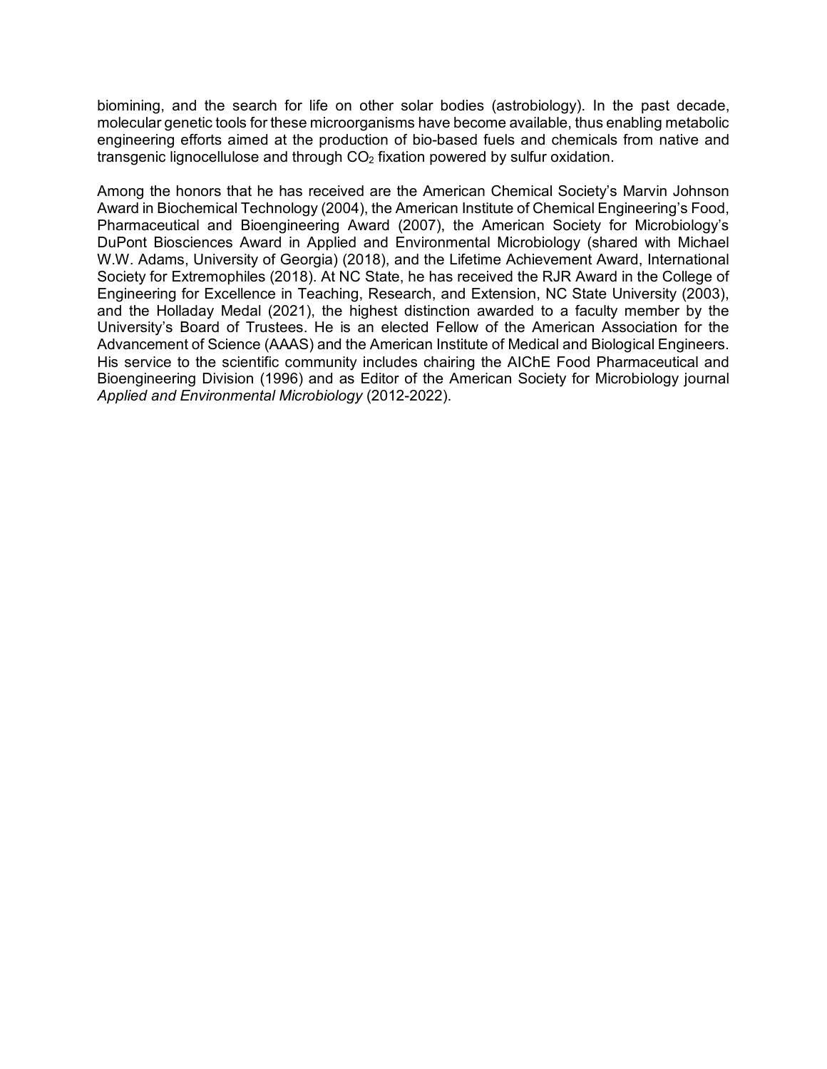biomining, and the search for life on other solar bodies (astrobiology). In the past decade, molecular genetic tools for these microorganisms have become available, thus enabling metabolic engineering efforts aimed at the production of bio-based fuels and chemicals from native and transgenic lignocellulose and through $CO_2$ fixation powered by sulfur oxidation.

Among the honors that he has received are the American Chemical Society's Marvin Johnson Award in Biochemical Technology (2004), the American Institute of Chemical Engineering's Food, Pharmaceutical and Bioengineering Award (2007), the American Society for Microbiology's DuPont Biosciences Award in Applied and Environmental Microbiology (shared with Michael W.W. Adams, University of Georgia) (2018), and the Lifetime Achievement Award, International Society for Extremophiles (2018). At NC State, he has received the RJR Award in the College of Engineering for Excellence in Teaching, Research, and Extension, NC State University (2003), and the Holladay Medal (2021), the highest distinction awarded to a faculty member by the University's Board of Trustees. He is an elected Fellow of the American Association for the Advancement of Science (AAAS) and the American Institute of Medical and Biological Engineers. His service to the scientific community includes chairing the AIChE Food Pharmaceutical and Bioengineering Division (1996) and as Editor of the American Society for Microbiology journal *Applied and Environmental Microbiology* (2012-2022).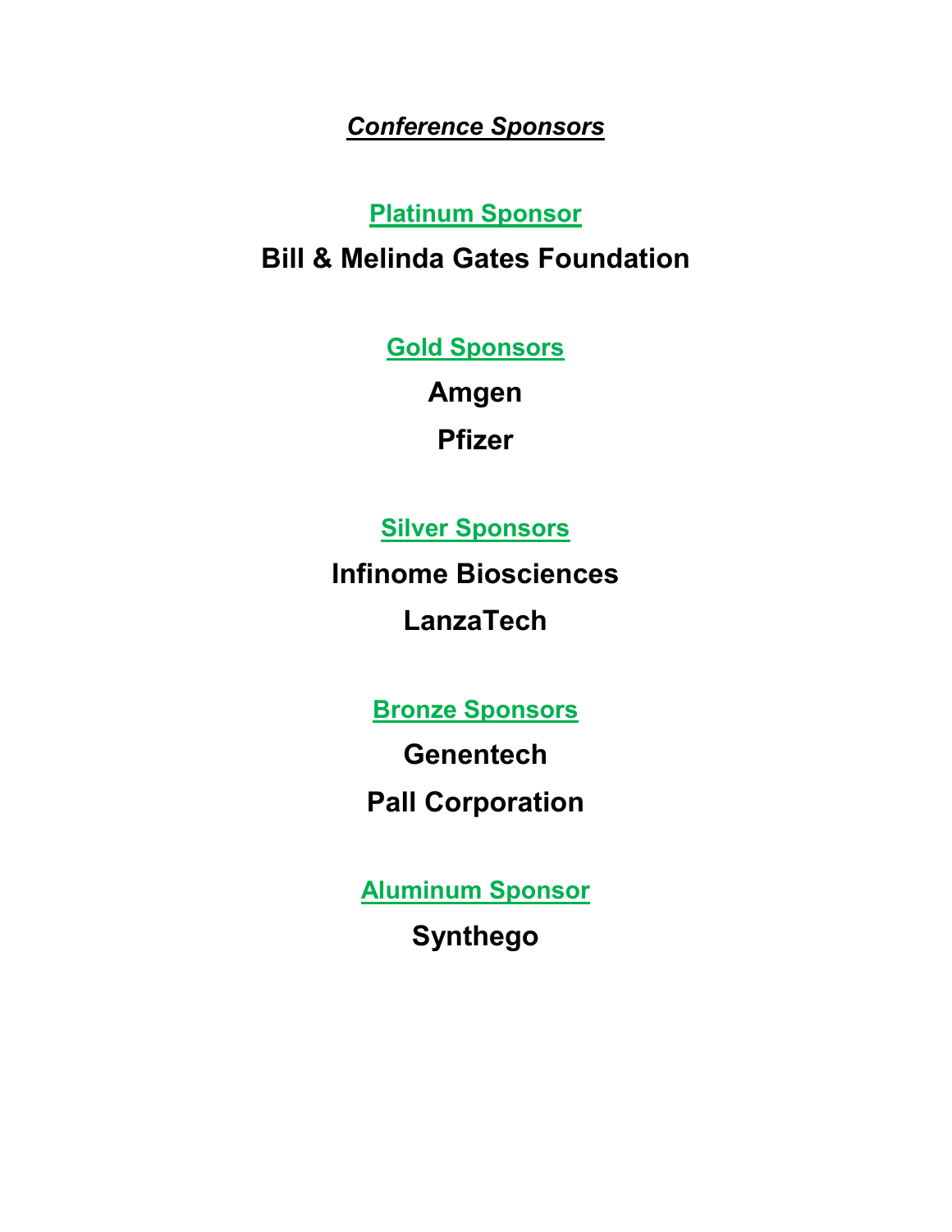# ***Conference Sponsors***

## Platinum Sponsor

**Bill & Melinda Gates Foundation**

## Gold Sponsors

**Amgen**

**Pfizer**

## Silver Sponsors

**Infinome Biosciences**

**LanzaTech**

## Bronze Sponsors

**Genentech**

**Pall Corporation**

## Aluminum Sponsor

**Synthego**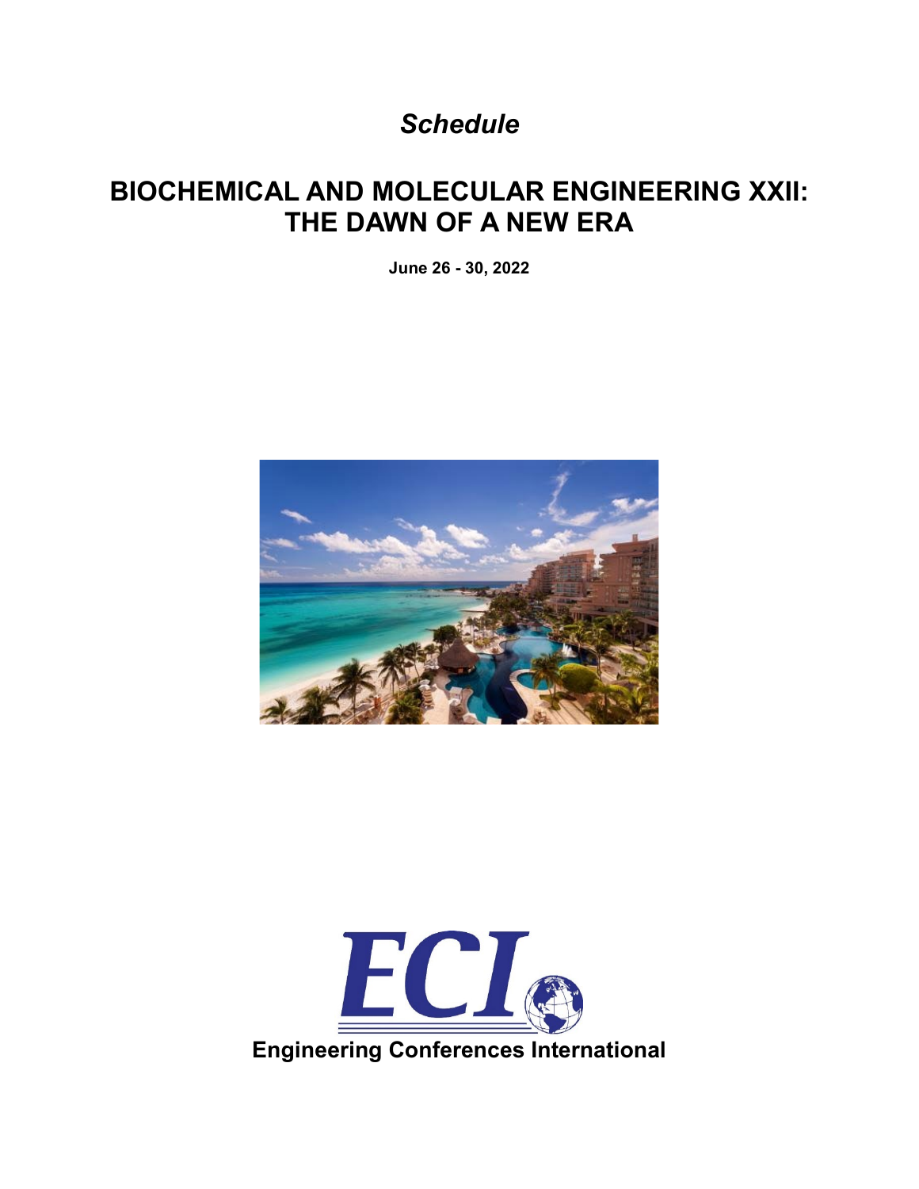# *Schedule*

# BIOCHEMICAL AND MOLECULAR ENGINEERING XXII: THE DAWN OF A NEW ERA

**June 26 - 30, 2022**

**Engineering Conferences International**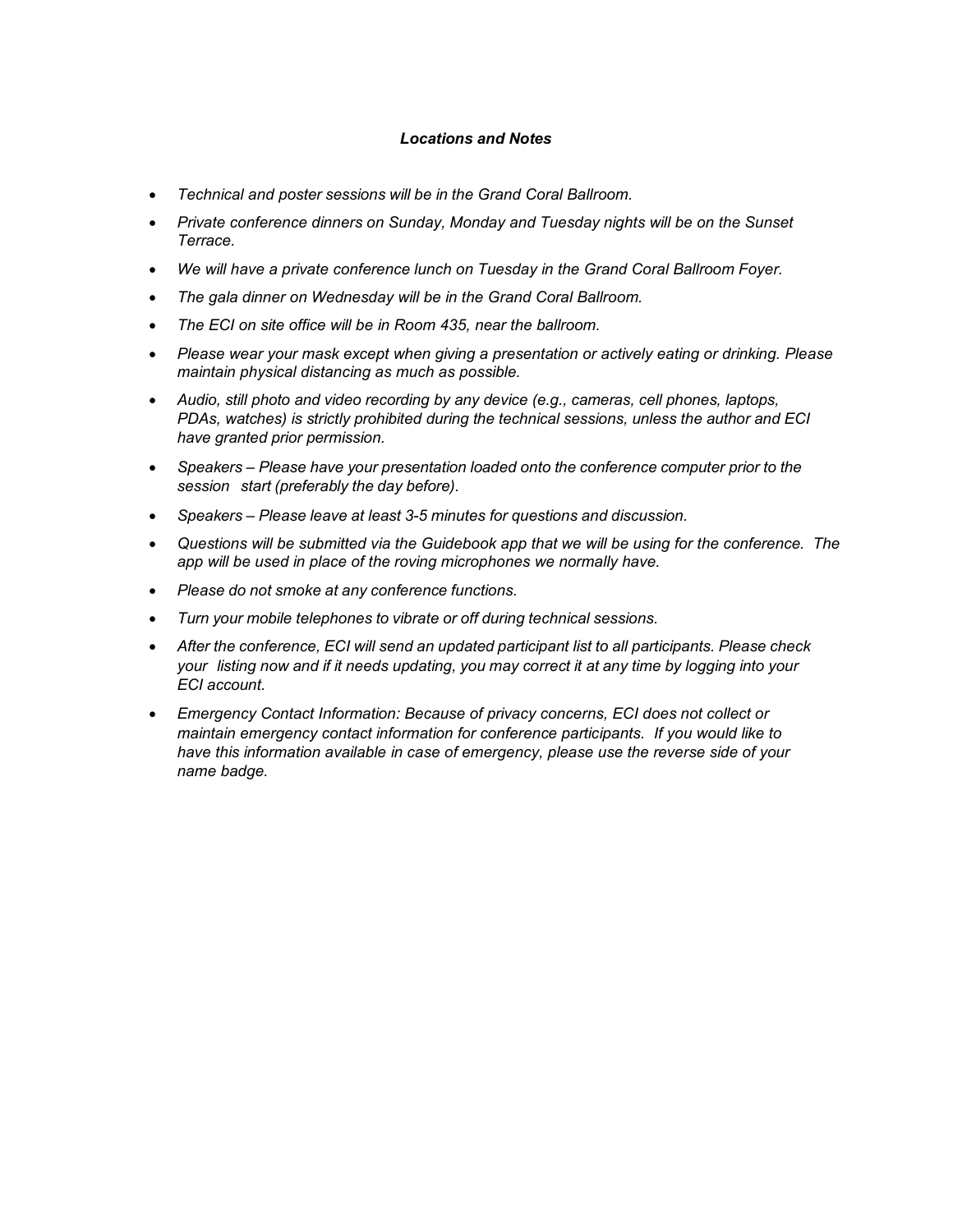### *Locations and Notes*

- *Technical and poster sessions will be in the Grand Coral Ballroom.*
- *Private conference dinners on Sunday, Monday and Tuesday nights will be on the Sunset Terrace.*
- *We will have a private conference lunch on Tuesday in the Grand Coral Ballroom Foyer.*
- *The gala dinner on Wednesday will be in the Grand Coral Ballroom.*
- *The ECI on site office will be in Room 435, near the ballroom.*
- *Please wear your mask except when giving a presentation or actively eating or drinking. Please maintain physical distancing as much as possible.*
- *Audio, still photo and video recording by any device (e.g., cameras, cell phones, laptops, PDAs, watches) is strictly prohibited during the technical sessions, unless the author and ECI have granted prior permission.*
- *Speakers – Please have your presentation loaded onto the conference computer prior to the session start (preferably the day before).*
- *Speakers – Please leave at least 3-5 minutes for questions and discussion.*
- *Questions will be submitted via the Guidebook app that we will be using for the conference. The app will be used in place of the roving microphones we normally have.*
- *Please do not smoke at any conference functions.*
- *Turn your mobile telephones to vibrate or off during technical sessions.*
- *After the conference, ECI will send an updated participant list to all participants. Please check your listing now and if it needs updating, you may correct it at any time by logging into your ECI account.*
- *Emergency Contact Information: Because of privacy concerns, ECI does not collect or maintain emergency contact information for conference participants. If you would like to have this information available in case of emergency, please use the reverse side of your name badge.*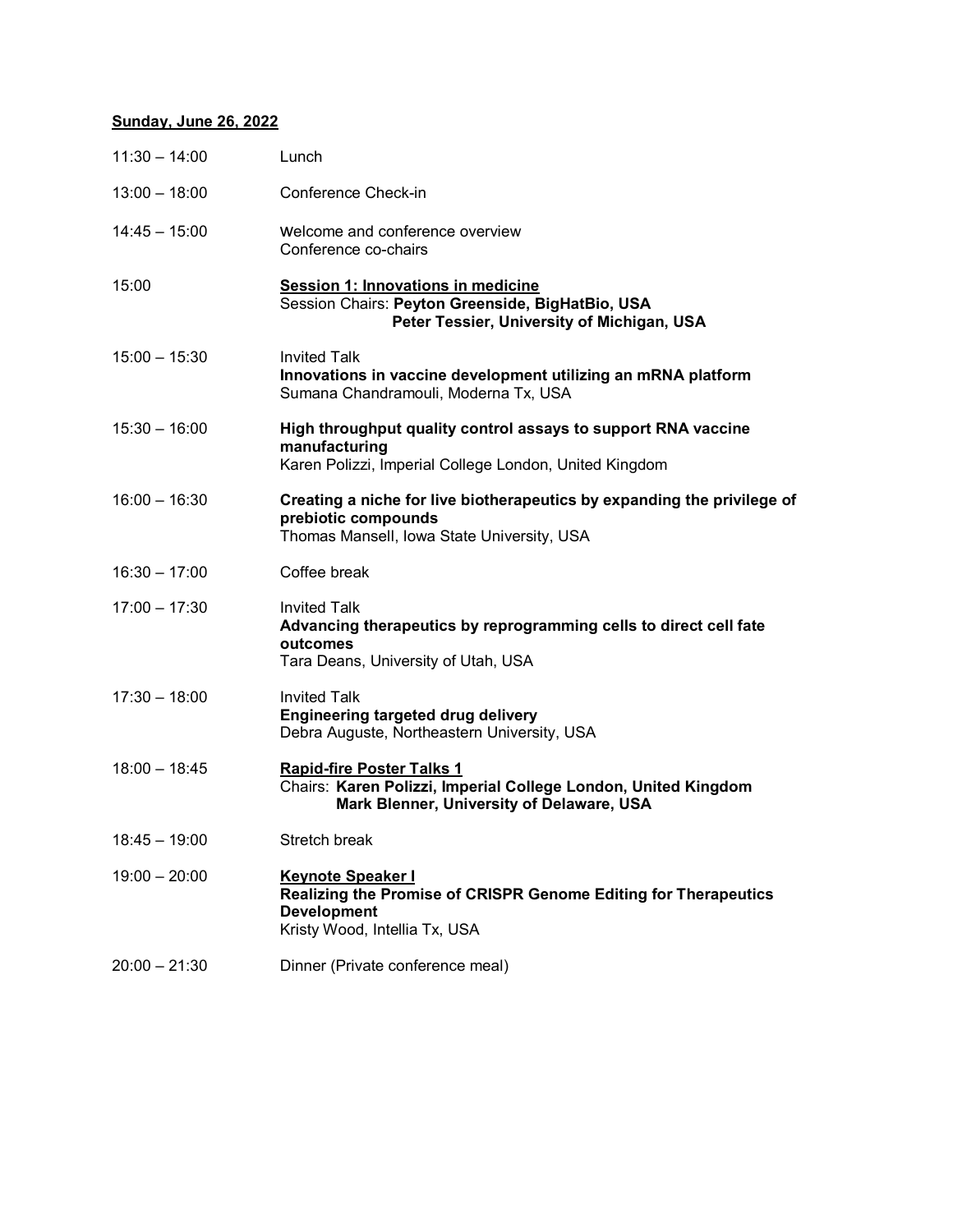## Sunday, June 26, 2022

| | |
|---|---|
| 11:30 – 14:00 | Lunch |
| 13:00 – 18:00 | Conference Check-in |
| 14:45 – 15:00 | Welcome and conference overview<br>Conference co-chairs |
| 15:00 | **Session 1: Innovations in medicine**<br>Session Chairs: **Peyton Greenside, BigHatBio, USA**<br>**Peter Tessier, University of Michigan, USA** |
| 15:00 – 15:30 | Invited Talk<br>**Innovations in vaccine development utilizing an mRNA platform**<br>Sumana Chandramouli, Moderna Tx, USA |
| 15:30 – 16:00 | **High throughput quality control assays to support RNA vaccine manufacturing**<br>Karen Polizzi, Imperial College London, United Kingdom |
| 16:00 – 16:30 | **Creating a niche for live biotherapeutics by expanding the privilege of prebiotic compounds**<br>Thomas Mansell, Iowa State University, USA |
| 16:30 – 17:00 | Coffee break |
| 17:00 – 17:30 | Invited Talk<br>**Advancing therapeutics by reprogramming cells to direct cell fate outcomes**<br>Tara Deans, University of Utah, USA |
| 17:30 – 18:00 | Invited Talk<br>**Engineering targeted drug delivery**<br>Debra Auguste, Northeastern University, USA |
| 18:00 – 18:45 | **Rapid-fire Poster Talks 1**<br>Chairs: **Karen Polizzi, Imperial College London, United Kingdom**<br>**Mark Blenner, University of Delaware, USA** |
| 18:45 – 19:00 | Stretch break |
| 19:00 – 20:00 | **Keynote Speaker I**<br>**Realizing the Promise of CRISPR Genome Editing for Therapeutics Development**<br>Kristy Wood, Intellia Tx, USA |
| 20:00 – 21:30 | Dinner (Private conference meal) |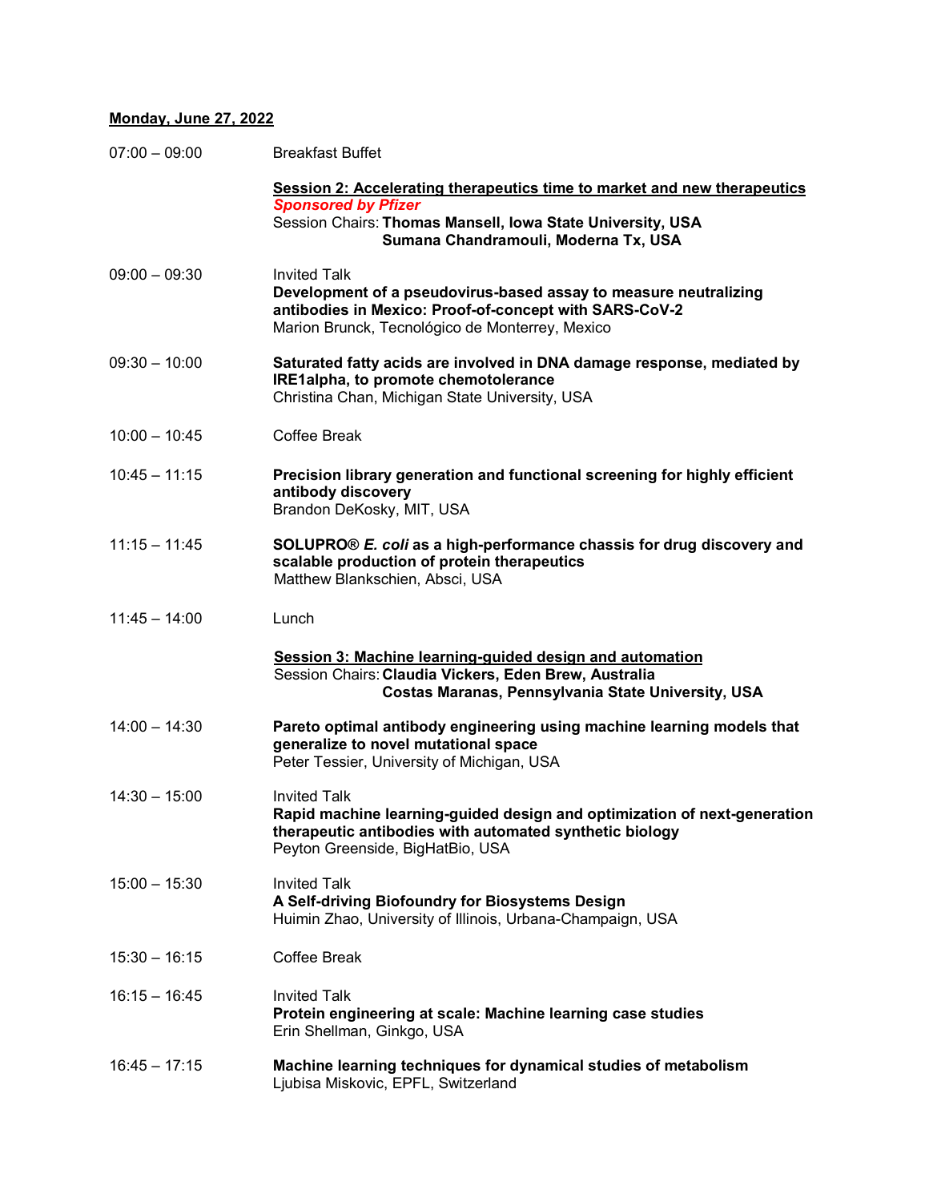**<u>Monday, June 27, 2022</u>**

| | |
|---|---|
| 07:00 – 09:00 | Breakfast Buffet |
| | **<u>Session 2: Accelerating therapeutics time to market and new therapeutics</u>**<br>***Sponsored by Pfizer***<br>Session Chairs: **Thomas Mansell, Iowa State University, USA**<br>**Sumana Chandramouli, Moderna Tx, USA** |
| 09:00 – 09:30 | Invited Talk<br>**Development of a pseudovirus-based assay to measure neutralizing antibodies in Mexico: Proof-of-concept with SARS-CoV-2**<br>Marion Brunck, Tecnológico de Monterrey, Mexico |
| 09:30 – 10:00 | **Saturated fatty acids are involved in DNA damage response, mediated by IRE1alpha, to promote chemotolerance**<br>Christina Chan, Michigan State University, USA |
| 10:00 – 10:45 | Coffee Break |
| 10:45 – 11:15 | **Precision library generation and functional screening for highly efficient antibody discovery**<br>Brandon DeKosky, MIT, USA |
| 11:15 – 11:45 | **SOLUPRO® *E. coli* as a high-performance chassis for drug discovery and scalable production of protein therapeutics**<br>Matthew Blankschien, Absci, USA |
| 11:45 – 14:00 | Lunch |
| | **<u>Session 3: Machine learning-guided design and automation</u>**<br>Session Chairs: **Claudia Vickers, Eden Brew, Australia**<br>**Costas Maranas, Pennsylvania State University, USA** |
| 14:00 – 14:30 | **Pareto optimal antibody engineering using machine learning models that generalize to novel mutational space**<br>Peter Tessier, University of Michigan, USA |
| 14:30 – 15:00 | Invited Talk<br>**Rapid machine learning-guided design and optimization of next-generation therapeutic antibodies with automated synthetic biology**<br>Peyton Greenside, BigHatBio, USA |
| 15:00 – 15:30 | Invited Talk<br>**A Self-driving Biofoundry for Biosystems Design**<br>Huimin Zhao, University of Illinois, Urbana-Champaign, USA |
| 15:30 – 16:15 | Coffee Break |
| 16:15 – 16:45 | Invited Talk<br>**Protein engineering at scale: Machine learning case studies**<br>Erin Shellman, Ginkgo, USA |
| 16:45 – 17:15 | **Machine learning techniques for dynamical studies of metabolism**<br>Ljubisa Miskovic, EPFL, Switzerland |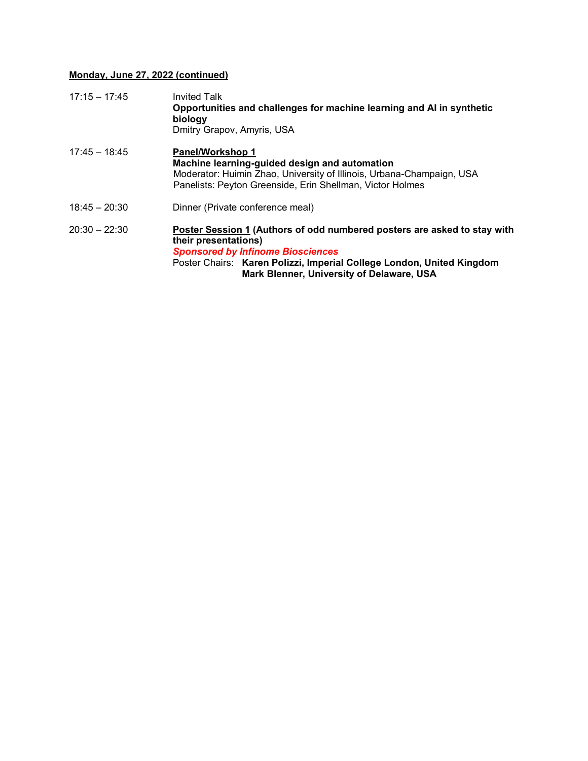**Monday, June 27, 2022 (continued)**

17:15 – 17:45 Invited Talk
**Opportunities and challenges for machine learning and AI in synthetic biology**
Dmitry Grapov, Amyris, USA

17:45 – 18:45 **Panel/Workshop 1**
**Machine learning-guided design and automation**
Moderator: Huimin Zhao, University of Illinois, Urbana-Champaign, USA
Panelists: Peyton Greenside, Erin Shellman, Victor Holmes

18:45 – 20:30 Dinner (Private conference meal)

20:30 – 22:30 **Poster Session 1 (Authors of odd numbered posters are asked to stay with their presentations)**
***Sponsored by Infinome Biosciences***
Poster Chairs: **Karen Polizzi, Imperial College London, United Kingdom**
**Mark Blenner, University of Delaware, USA**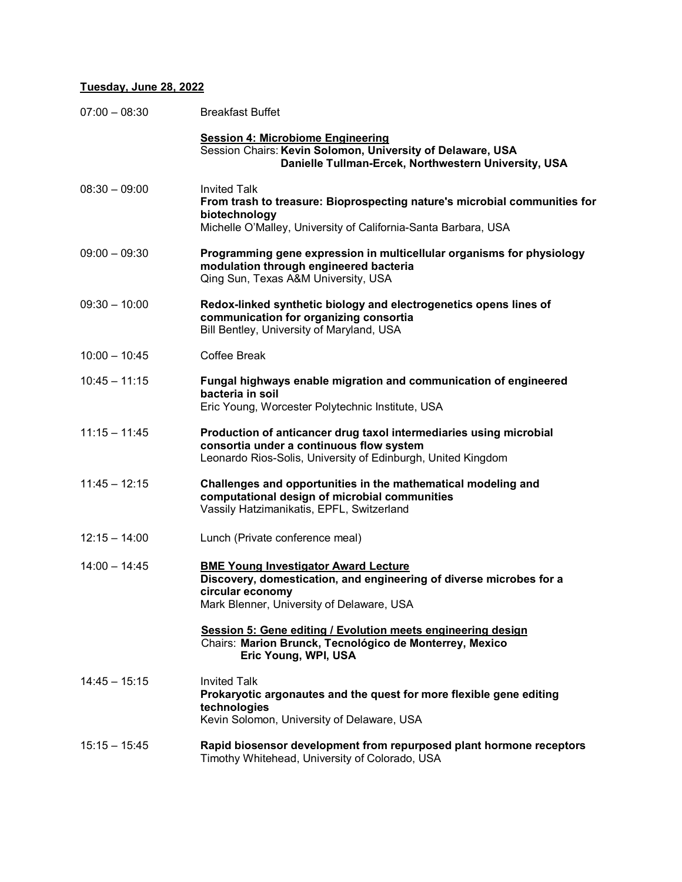**Tuesday, June 28, 2022**

07:00 – 08:30 Breakfast Buffet

**Session 4: Microbiome Engineering**
Session Chairs: **Kevin Solomon, University of Delaware, USA**
**Danielle Tullman-Ercek, Northwestern University, USA**

08:30 – 09:00 Invited Talk
**From trash to treasure: Bioprospecting nature's microbial communities for biotechnology**
Michelle O'Malley, University of California-Santa Barbara, USA

09:00 – 09:30 **Programming gene expression in multicellular organisms for physiology modulation through engineered bacteria**
Qing Sun, Texas A&M University, USA

09:30 – 10:00 **Redox-linked synthetic biology and electrogenetics opens lines of communication for organizing consortia**
Bill Bentley, University of Maryland, USA

10:00 – 10:45 Coffee Break

10:45 – 11:15 **Fungal highways enable migration and communication of engineered bacteria in soil**
Eric Young, Worcester Polytechnic Institute, USA

11:15 – 11:45 **Production of anticancer drug taxol intermediaries using microbial consortia under a continuous flow system**
Leonardo Rios-Solis, University of Edinburgh, United Kingdom

11:45 – 12:15 **Challenges and opportunities in the mathematical modeling and computational design of microbial communities**
Vassily Hatzimanikatis, EPFL, Switzerland

12:15 – 14:00 Lunch (Private conference meal)

14:00 – 14:45 **BME Young Investigator Award Lecture**
**Discovery, domestication, and engineering of diverse microbes for a circular economy**
Mark Blenner, University of Delaware, USA

**Session 5: Gene editing / Evolution meets engineering design**
Chairs: **Marion Brunck, Tecnológico de Monterrey, Mexico**
**Eric Young, WPI, USA**

14:45 – 15:15 Invited Talk
**Prokaryotic argonautes and the quest for more flexible gene editing technologies**
Kevin Solomon, University of Delaware, USA

15:15 – 15:45 **Rapid biosensor development from repurposed plant hormone receptors**
Timothy Whitehead, University of Colorado, USA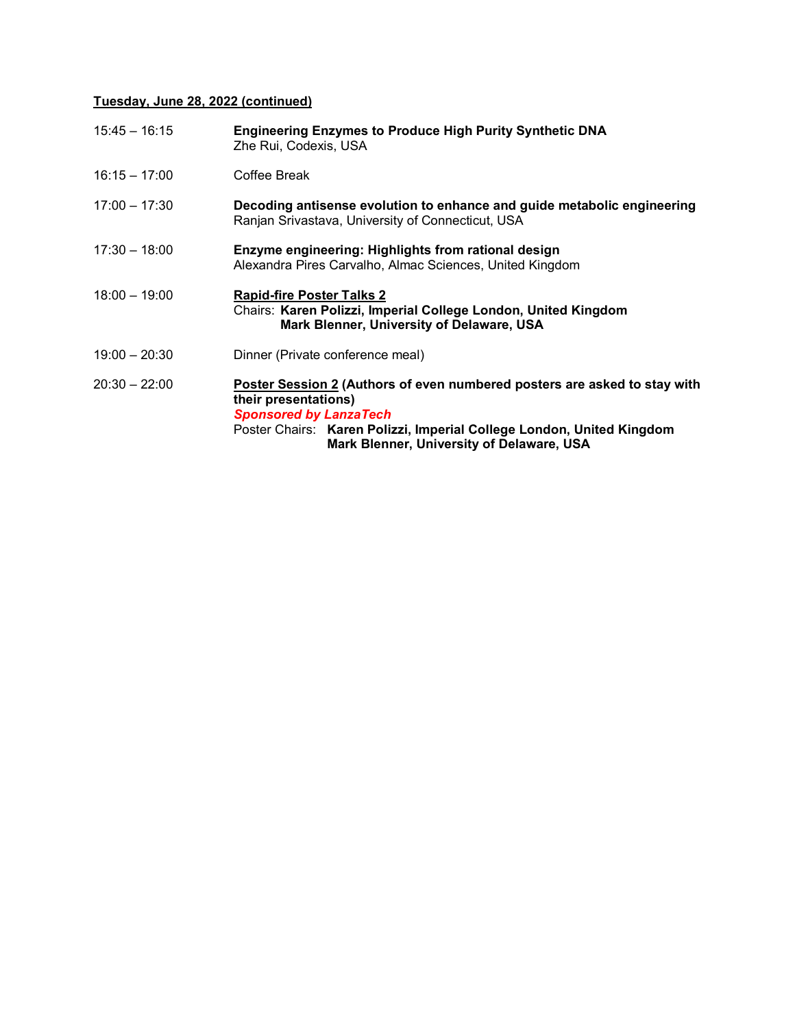**<u>Tuesday, June 28, 2022 (continued)</u>**

15:45 – 16:15 **Engineering Enzymes to Produce High Purity Synthetic DNA**
Zhe Rui, Codexis, USA

16:15 – 17:00 Coffee Break

17:00 – 17:30 **Decoding antisense evolution to enhance and guide metabolic engineering**
Ranjan Srivastava, University of Connecticut, USA

17:30 – 18:00 **Enzyme engineering: Highlights from rational design**
Alexandra Pires Carvalho, Almac Sciences, United Kingdom

18:00 – 19:00 **<u>Rapid-fire Poster Talks 2</u>**
Chairs: **Karen Polizzi, Imperial College London, United Kingdom**
**Mark Blenner, University of Delaware, USA**

19:00 – 20:30 Dinner (Private conference meal)

20:30 – 22:00 **<u>Poster Session 2</u> (Authors of even numbered posters are asked to stay with their presentations)**
***Sponsored by LanzaTech***
Poster Chairs: **Karen Polizzi, Imperial College London, United Kingdom**
**Mark Blenner, University of Delaware, USA**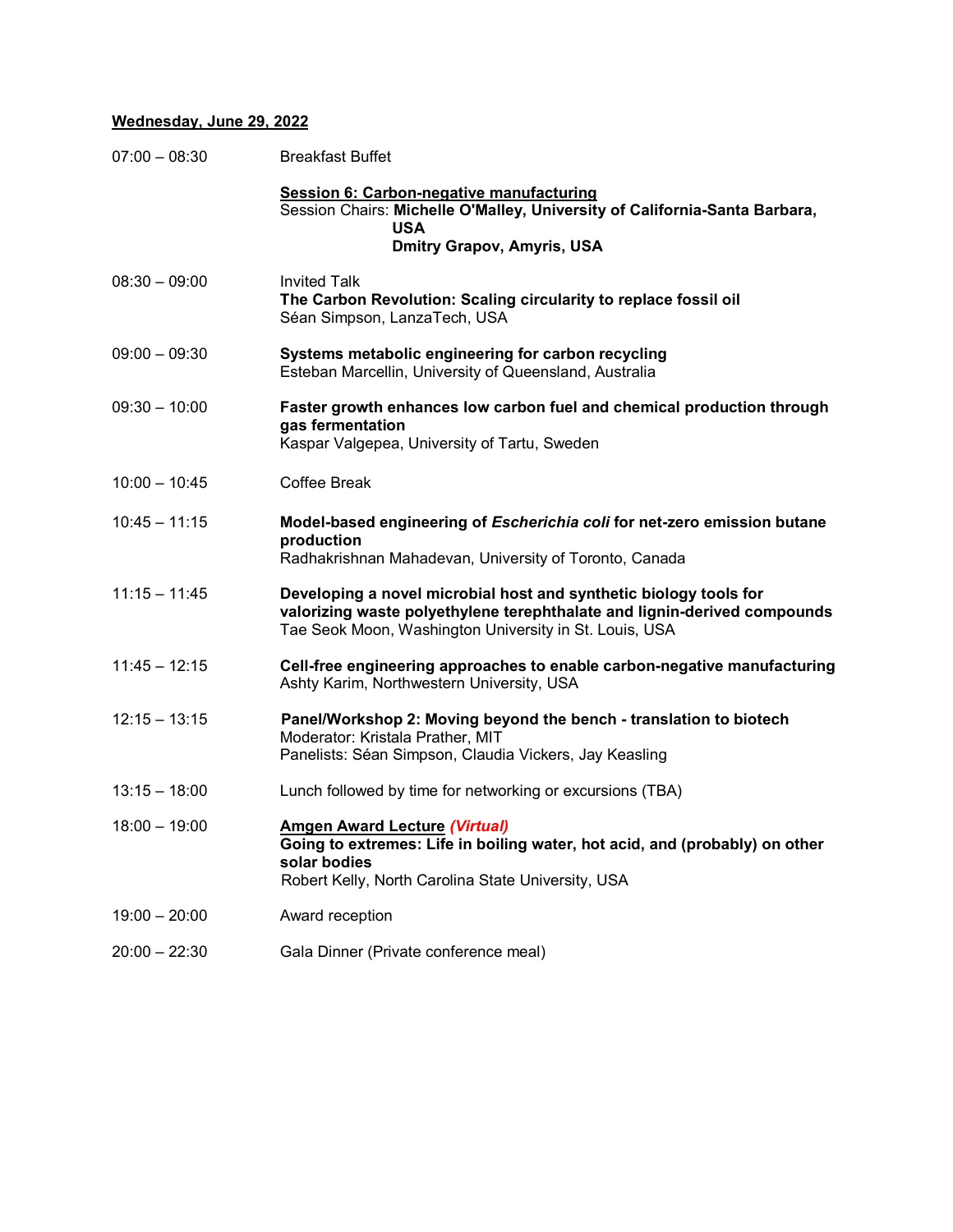**<u>Wednesday, June 29, 2022</u>**

| | |
|---|---|
| 07:00 – 08:30 | Breakfast Buffet |
| | **<u>Session 6: Carbon-negative manufacturing</u>**<br>Session Chairs: **Michelle O'Malley, University of California-Santa Barbara, USA**<br>**Dmitry Grapov, Amyris, USA** |
| 08:30 – 09:00 | Invited Talk<br>**The Carbon Revolution: Scaling circularity to replace fossil oil**<br>Séan Simpson, LanzaTech, USA |
| 09:00 – 09:30 | **Systems metabolic engineering for carbon recycling**<br>Esteban Marcellin, University of Queensland, Australia |
| 09:30 – 10:00 | **Faster growth enhances low carbon fuel and chemical production through gas fermentation**<br>Kaspar Valgepea, University of Tartu, Sweden |
| 10:00 – 10:45 | Coffee Break |
| 10:45 – 11:15 | **Model-based engineering of *Escherichia coli* for net-zero emission butane production**<br>Radhakrishnan Mahadevan, University of Toronto, Canada |
| 11:15 – 11:45 | **Developing a novel microbial host and synthetic biology tools for valorizing waste polyethylene terephthalate and lignin-derived compounds**<br>Tae Seok Moon, Washington University in St. Louis, USA |
| 11:45 – 12:15 | **Cell-free engineering approaches to enable carbon-negative manufacturing**<br>Ashty Karim, Northwestern University, USA |
| 12:15 – 13:15 | **Panel/Workshop 2: Moving beyond the bench - translation to biotech**<br>Moderator: Kristala Prather, MIT<br>Panelists: Séan Simpson, Claudia Vickers, Jay Keasling |
| 13:15 – 18:00 | Lunch followed by time for networking or excursions (TBA) |
| 18:00 – 19:00 | **<u>Amgen Award Lecture</u>** ***(Virtual)***<br>**Going to extremes: Life in boiling water, hot acid, and (probably) on other solar bodies**<br>Robert Kelly, North Carolina State University, USA |
| 19:00 – 20:00 | Award reception |
| 20:00 – 22:30 | Gala Dinner (Private conference meal) |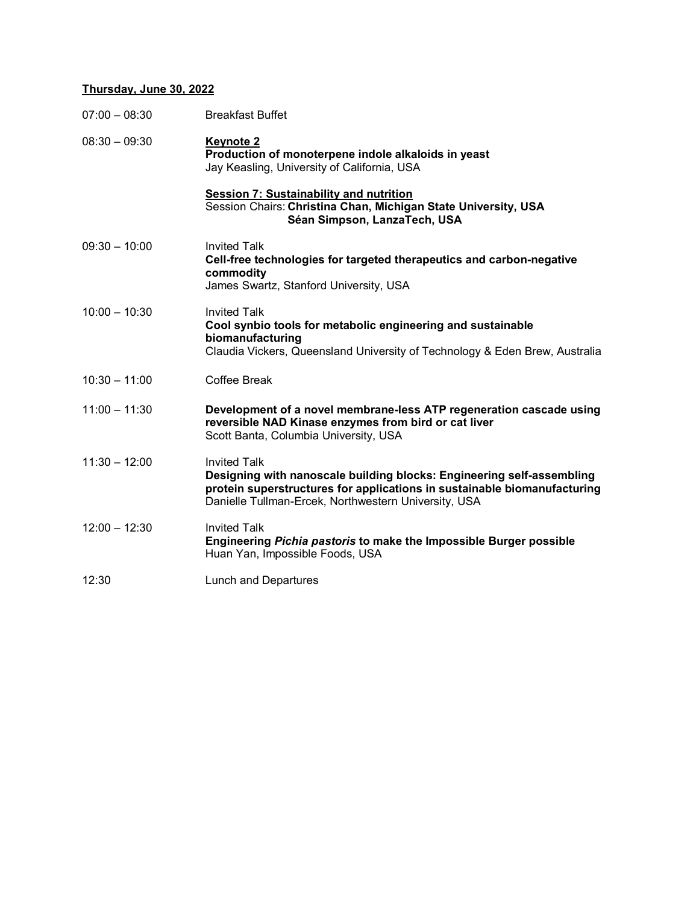**Thursday, June 30, 2022**

07:00 – 08:30 Breakfast Buffet

08:30 – 09:30 **Keynote 2**
**Production of monoterpene indole alkaloids in yeast**
Jay Keasling, University of California, USA

**Session 7: Sustainability and nutrition**
Session Chairs: **Christina Chan, Michigan State University, USA**
**Séan Simpson, LanzaTech, USA**

09:30 – 10:00 Invited Talk
**Cell-free technologies for targeted therapeutics and carbon-negative commodity**
James Swartz, Stanford University, USA

10:00 – 10:30 Invited Talk
**Cool synbio tools for metabolic engineering and sustainable biomanufacturing**
Claudia Vickers, Queensland University of Technology & Eden Brew, Australia

10:30 – 11:00 Coffee Break

11:00 – 11:30 **Development of a novel membrane-less ATP regeneration cascade using reversible NAD Kinase enzymes from bird or cat liver**
Scott Banta, Columbia University, USA

11:30 – 12:00 Invited Talk
**Designing with nanoscale building blocks: Engineering self-assembling protein superstructures for applications in sustainable biomanufacturing**
Danielle Tullman-Ercek, Northwestern University, USA

12:00 – 12:30 Invited Talk
**Engineering *Pichia pastoris* to make the Impossible Burger possible**
Huan Yan, Impossible Foods, USA

12:30 Lunch and Departures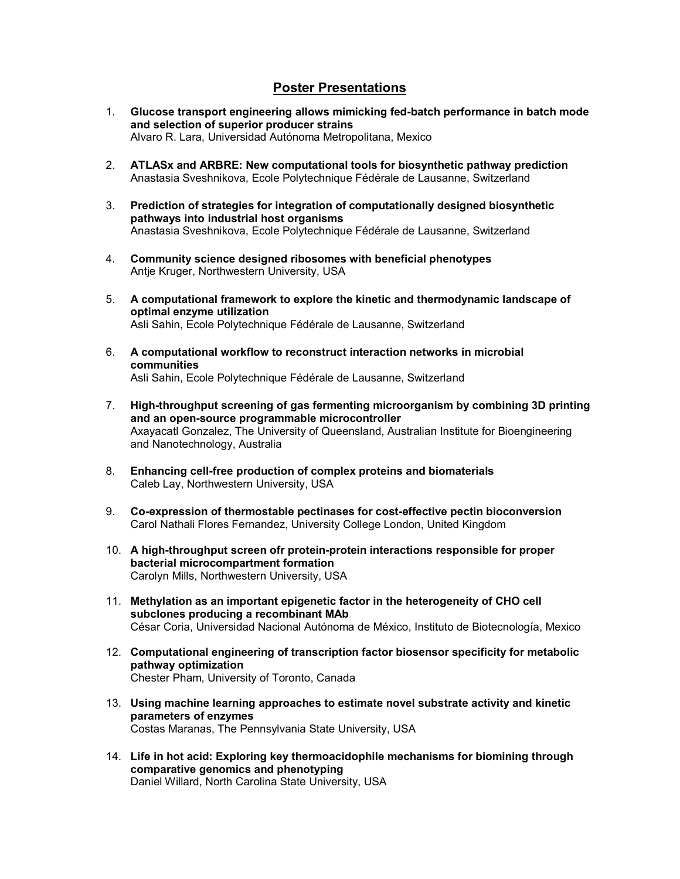## Poster Presentations

1. **Glucose transport engineering allows mimicking fed-batch performance in batch mode and selection of superior producer strains**
   Alvaro R. Lara, Universidad Autónoma Metropolitana, Mexico

2. **ATLASx and ARBRE: New computational tools for biosynthetic pathway prediction**
   Anastasia Sveshnikova, Ecole Polytechnique Fédérale de Lausanne, Switzerland

3. **Prediction of strategies for integration of computationally designed biosynthetic pathways into industrial host organisms**
   Anastasia Sveshnikova, Ecole Polytechnique Fédérale de Lausanne, Switzerland

4. **Community science designed ribosomes with beneficial phenotypes**
   Antje Kruger, Northwestern University, USA

5. **A computational framework to explore the kinetic and thermodynamic landscape of optimal enzyme utilization**
   Asli Sahin, Ecole Polytechnique Fédérale de Lausanne, Switzerland

6. **A computational workflow to reconstruct interaction networks in microbial communities**
   Asli Sahin, Ecole Polytechnique Fédérale de Lausanne, Switzerland

7. **High-throughput screening of gas fermenting microorganism by combining 3D printing and an open-source programmable microcontroller**
   Axayacatl Gonzalez, The University of Queensland, Australian Institute for Bioengineering and Nanotechnology, Australia

8. **Enhancing cell-free production of complex proteins and biomaterials**
   Caleb Lay, Northwestern University, USA

9. **Co-expression of thermostable pectinases for cost-effective pectin bioconversion**
   Carol Nathali Flores Fernandez, University College London, United Kingdom

10. **A high-throughput screen ofr protein-protein interactions responsible for proper bacterial microcompartment formation**
    Carolyn Mills, Northwestern University, USA

11. **Methylation as an important epigenetic factor in the heterogeneity of CHO cell subclones producing a recombinant MAb**
    César Coria, Universidad Nacional Autónoma de México, Instituto de Biotecnología, Mexico

12. **Computational engineering of transcription factor biosensor specificity for metabolic pathway optimization**
    Chester Pham, University of Toronto, Canada

13. **Using machine learning approaches to estimate novel substrate activity and kinetic parameters of enzymes**
    Costas Maranas, The Pennsylvania State University, USA

14. **Life in hot acid: Exploring key thermoacidophile mechanisms for biomining through comparative genomics and phenotyping**
    Daniel Willard, North Carolina State University, USA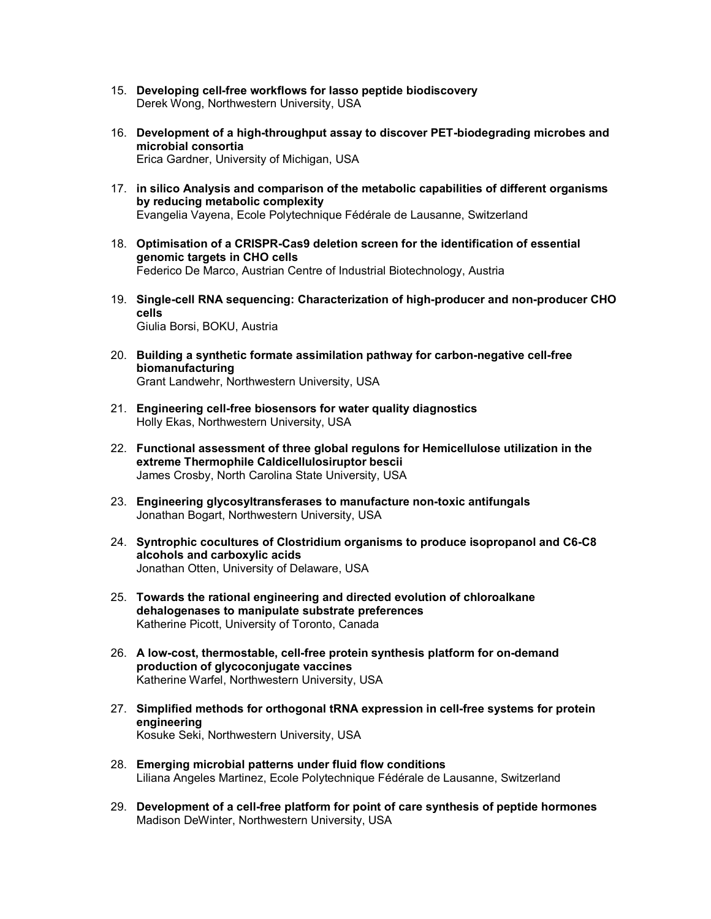15. **Developing cell-free workflows for lasso peptide biodiscovery**
    Derek Wong, Northwestern University, USA

16. **Development of a high-throughput assay to discover PET-biodegrading microbes and microbial consortia**
    Erica Gardner, University of Michigan, USA

17. **in silico Analysis and comparison of the metabolic capabilities of different organisms by reducing metabolic complexity**
    Evangelia Vayena, Ecole Polytechnique Fédérale de Lausanne, Switzerland

18. **Optimisation of a CRISPR-Cas9 deletion screen for the identification of essential genomic targets in CHO cells**
    Federico De Marco, Austrian Centre of Industrial Biotechnology, Austria

19. **Single-cell RNA sequencing: Characterization of high-producer and non-producer CHO cells**
    Giulia Borsi, BOKU, Austria

20. **Building a synthetic formate assimilation pathway for carbon-negative cell-free biomanufacturing**
    Grant Landwehr, Northwestern University, USA

21. **Engineering cell-free biosensors for water quality diagnostics**
    Holly Ekas, Northwestern University, USA

22. **Functional assessment of three global regulons for Hemicellulose utilization in the extreme Thermophile Caldicellulosiruptor bescii**
    James Crosby, North Carolina State University, USA

23. **Engineering glycosyltransferases to manufacture non-toxic antifungals**
    Jonathan Bogart, Northwestern University, USA

24. **Syntrophic cocultures of Clostridium organisms to produce isopropanol and C6-C8 alcohols and carboxylic acids**
    Jonathan Otten, University of Delaware, USA

25. **Towards the rational engineering and directed evolution of chloroalkane dehalogenases to manipulate substrate preferences**
    Katherine Picott, University of Toronto, Canada

26. **A low-cost, thermostable, cell-free protein synthesis platform for on-demand production of glycoconjugate vaccines**
    Katherine Warfel, Northwestern University, USA

27. **Simplified methods for orthogonal tRNA expression in cell-free systems for protein engineering**
    Kosuke Seki, Northwestern University, USA

28. **Emerging microbial patterns under fluid flow conditions**
    Liliana Angeles Martinez, Ecole Polytechnique Fédérale de Lausanne, Switzerland

29. **Development of a cell-free platform for point of care synthesis of peptide hormones**
    Madison DeWinter, Northwestern University, USA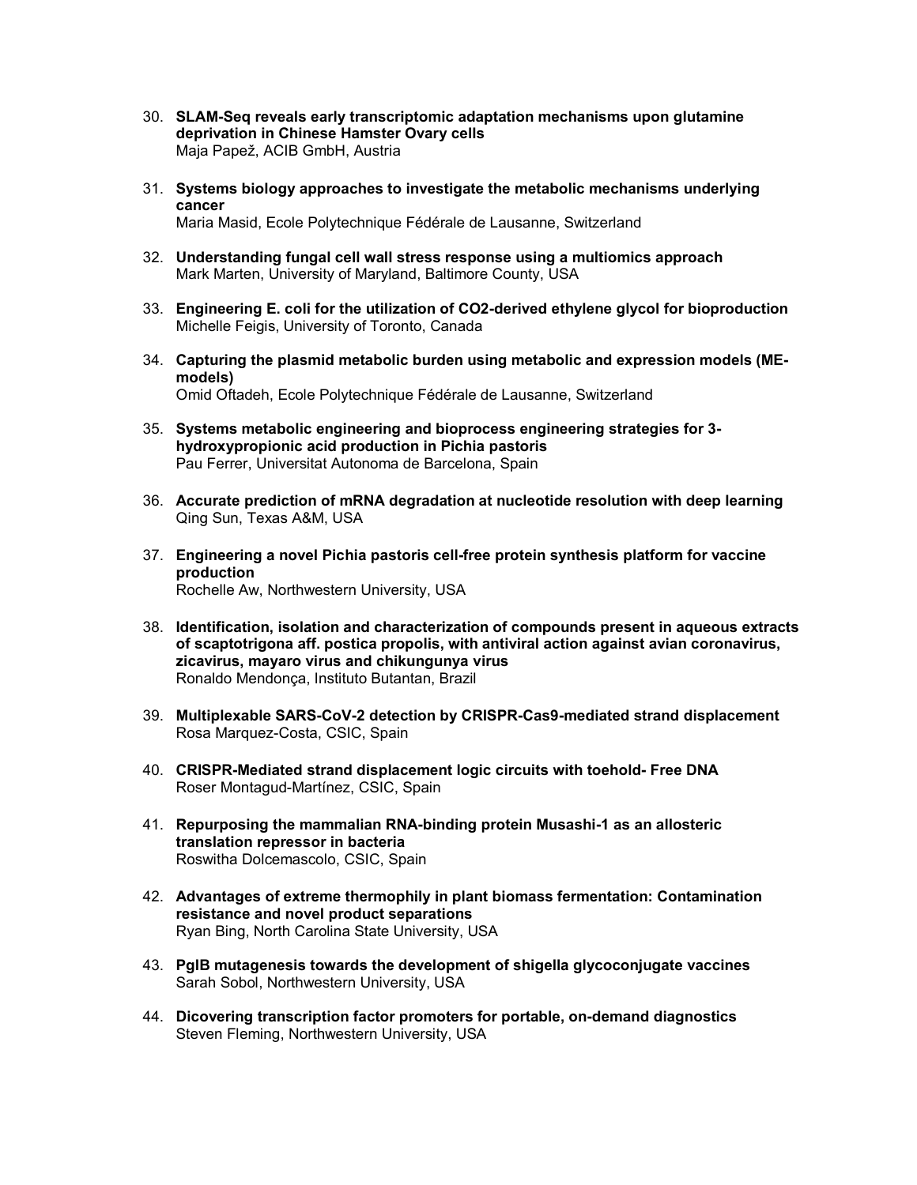30. **SLAM-Seq reveals early transcriptomic adaptation mechanisms upon glutamine deprivation in Chinese Hamster Ovary cells**
    Maja Papež, ACIB GmbH, Austria

31. **Systems biology approaches to investigate the metabolic mechanisms underlying cancer**
    Maria Masid, Ecole Polytechnique Fédérale de Lausanne, Switzerland

32. **Understanding fungal cell wall stress response using a multiomics approach**
    Mark Marten, University of Maryland, Baltimore County, USA

33. **Engineering E. coli for the utilization of CO2-derived ethylene glycol for bioproduction**
    Michelle Feigis, University of Toronto, Canada

34. **Capturing the plasmid metabolic burden using metabolic and expression models (ME-models)**
    Omid Oftadeh, Ecole Polytechnique Fédérale de Lausanne, Switzerland

35. **Systems metabolic engineering and bioprocess engineering strategies for 3-hydroxypropionic acid production in Pichia pastoris**
    Pau Ferrer, Universitat Autonoma de Barcelona, Spain

36. **Accurate prediction of mRNA degradation at nucleotide resolution with deep learning**
    Qing Sun, Texas A&M, USA

37. **Engineering a novel Pichia pastoris cell-free protein synthesis platform for vaccine production**
    Rochelle Aw, Northwestern University, USA

38. **Identification, isolation and characterization of compounds present in aqueous extracts of scaptotrigona aff. postica propolis, with antiviral action against avian coronavirus, zicavirus, mayaro virus and chikungunya virus**
    Ronaldo Mendonça, Instituto Butantan, Brazil

39. **Multiplexable SARS-CoV-2 detection by CRISPR-Cas9-mediated strand displacement**
    Rosa Marquez-Costa, CSIC, Spain

40. **CRISPR-Mediated strand displacement logic circuits with toehold- Free DNA**
    Roser Montagud-Martínez, CSIC, Spain

41. **Repurposing the mammalian RNA-binding protein Musashi-1 as an allosteric translation repressor in bacteria**
    Roswitha Dolcemascolo, CSIC, Spain

42. **Advantages of extreme thermophily in plant biomass fermentation: Contamination resistance and novel product separations**
    Ryan Bing, North Carolina State University, USA

43. **PglB mutagenesis towards the development of shigella glycoconjugate vaccines**
    Sarah Sobol, Northwestern University, USA

44. **Dicovering transcription factor promoters for portable, on-demand diagnostics**
    Steven Fleming, Northwestern University, USA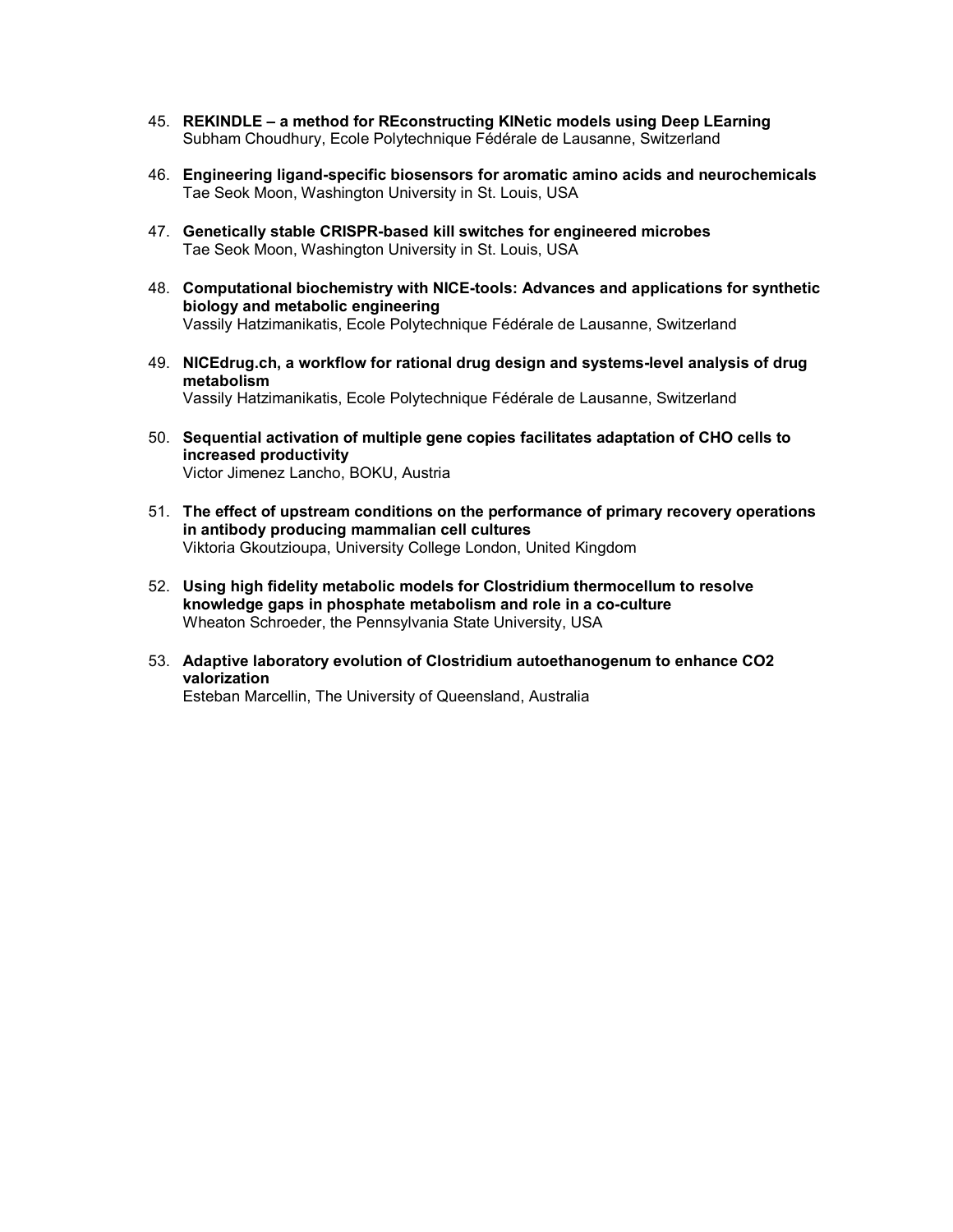45. **REKINDLE – a method for REconstructing KINetic models using Deep LEarning**
    Subham Choudhury, Ecole Polytechnique Fédérale de Lausanne, Switzerland

46. **Engineering ligand-specific biosensors for aromatic amino acids and neurochemicals**
    Tae Seok Moon, Washington University in St. Louis, USA

47. **Genetically stable CRISPR-based kill switches for engineered microbes**
    Tae Seok Moon, Washington University in St. Louis, USA

48. **Computational biochemistry with NICE-tools: Advances and applications for synthetic biology and metabolic engineering**
    Vassily Hatzimanikatis, Ecole Polytechnique Fédérale de Lausanne, Switzerland

49. **NICEdrug.ch, a workflow for rational drug design and systems-level analysis of drug metabolism**
    Vassily Hatzimanikatis, Ecole Polytechnique Fédérale de Lausanne, Switzerland

50. **Sequential activation of multiple gene copies facilitates adaptation of CHO cells to increased productivity**
    Victor Jimenez Lancho, BOKU, Austria

51. **The effect of upstream conditions on the performance of primary recovery operations in antibody producing mammalian cell cultures**
    Viktoria Gkoutzioupa, University College London, United Kingdom

52. **Using high fidelity metabolic models for Clostridium thermocellum to resolve knowledge gaps in phosphate metabolism and role in a co-culture**
    Wheaton Schroeder, the Pennsylvania State University, USA

53. **Adaptive laboratory evolution of Clostridium autoethanogenum to enhance CO2 valorization**
    Esteban Marcellin, The University of Queensland, Australia